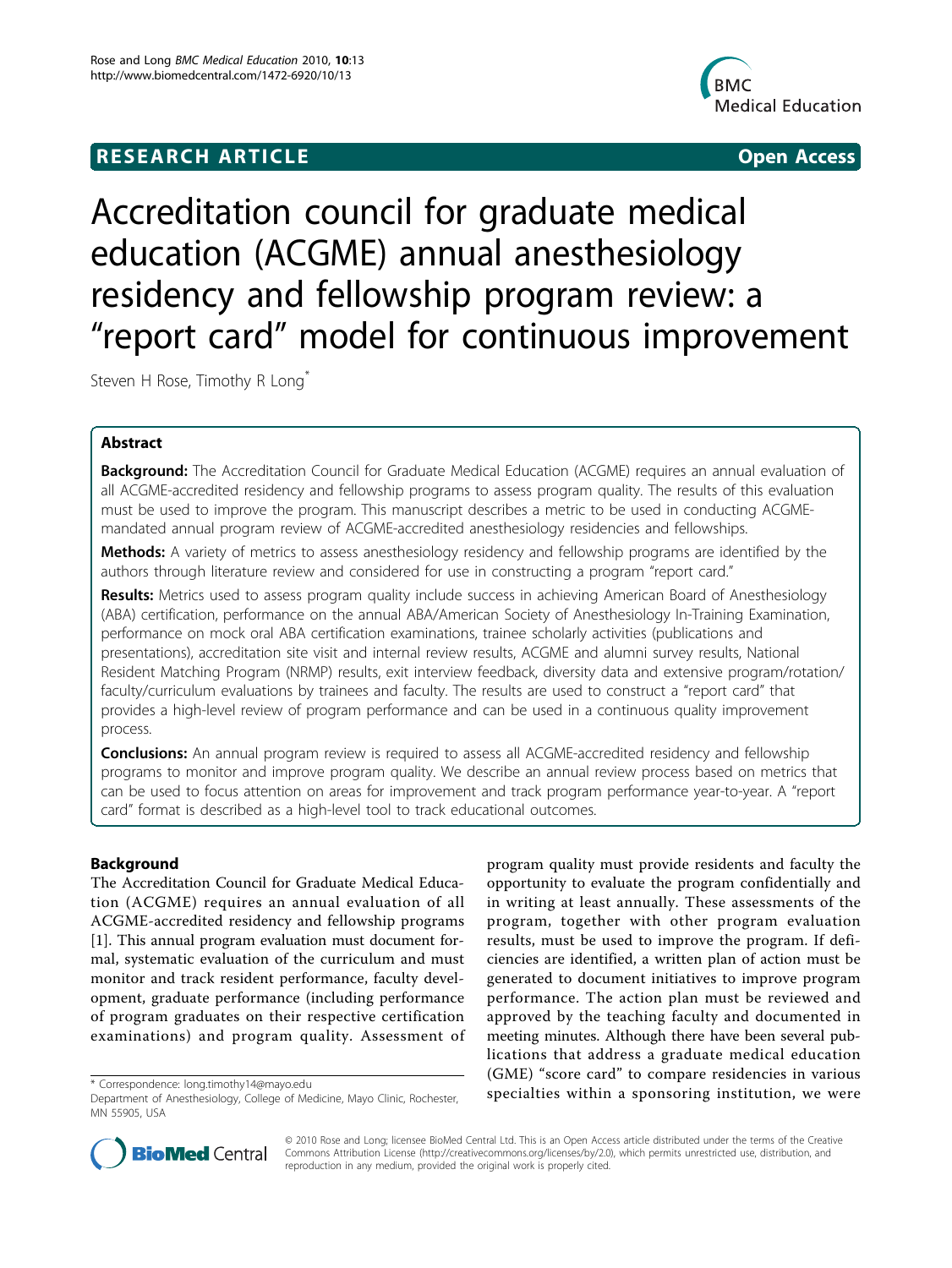RESEARCH ARTICLE **Open Access**

# Accreditation council for graduate medical education (ACGME) annual anesthesiology residency and fellowship program review: a "report card" model for continuous improvement

Steven H Rose, Timothy R Long*

## Abstract

**Background:** The Accreditation Council for Graduate Medical Education (ACGME) requires an annual evaluation of all ACGME-accredited residency and fellowship programs to assess program quality. The results of this evaluation must be used to improve the program. This manuscript describes a metric to be used in conducting ACGME-mandated annual program review of ACGME-accredited anesthesiology residencies and fellowships.

**Methods:** A variety of metrics to assess anesthesiology residency and fellowship programs are identified by the authors through literature review and considered for use in constructing a program "report card."

**Results:** Metrics used to assess program quality include success in achieving American Board of Anesthesiology (ABA) certification, performance on the annual ABA/American Society of Anesthesiology In-Training Examination, performance on mock oral ABA certification examinations, trainee scholarly activities (publications and presentations), accreditation site visit and internal review results, ACGME and alumni survey results, National Resident Matching Program (NRMP) results, exit interview feedback, diversity data and extensive program/rotation/faculty/curriculum evaluations by trainees and faculty. The results are used to construct a "report card" that provides a high-level review of program performance and can be used in a continuous quality improvement process.

**Conclusions:** An annual program review is required to assess all ACGME-accredited residency and fellowship programs to monitor and improve program quality. We describe an annual review process based on metrics that can be used to focus attention on areas for improvement and track program performance year-to-year. A "report card" format is described as a high-level tool to track educational outcomes.

## Background

The Accreditation Council for Graduate Medical Education (ACGME) requires an annual evaluation of all ACGME-accredited residency and fellowship programs [1]. This annual program evaluation must document formal, systematic evaluation of the curriculum and must monitor and track resident performance, faculty development, graduate performance (including performance of program graduates on their respective certification examinations) and program quality. Assessment of program quality must provide residents and faculty the opportunity to evaluate the program confidentially and in writing at least annually. These assessments of the program, together with other program evaluation results, must be used to improve the program. If deficiencies are identified, a written plan of action must be generated to document initiatives to improve program performance. The action plan must be reviewed and approved by the teaching faculty and documented in meeting minutes. Although there have been several publications that address a graduate medical education (GME) "score card" to compare residencies in various specialties within a sponsoring institution, we were

* Correspondence: long.timothy14@mayo.edu
Department of Anesthesiology, College of Medicine, Mayo Clinic, Rochester, MN 55905, USA

© 2010 Rose and Long; licensee BioMed Central Ltd. This is an Open Access article distributed under the terms of the Creative Commons Attribution License (http://creativecommons.org/licenses/by/2.0), which permits unrestricted use, distribution, and reproduction in any medium, provided the original work is properly cited.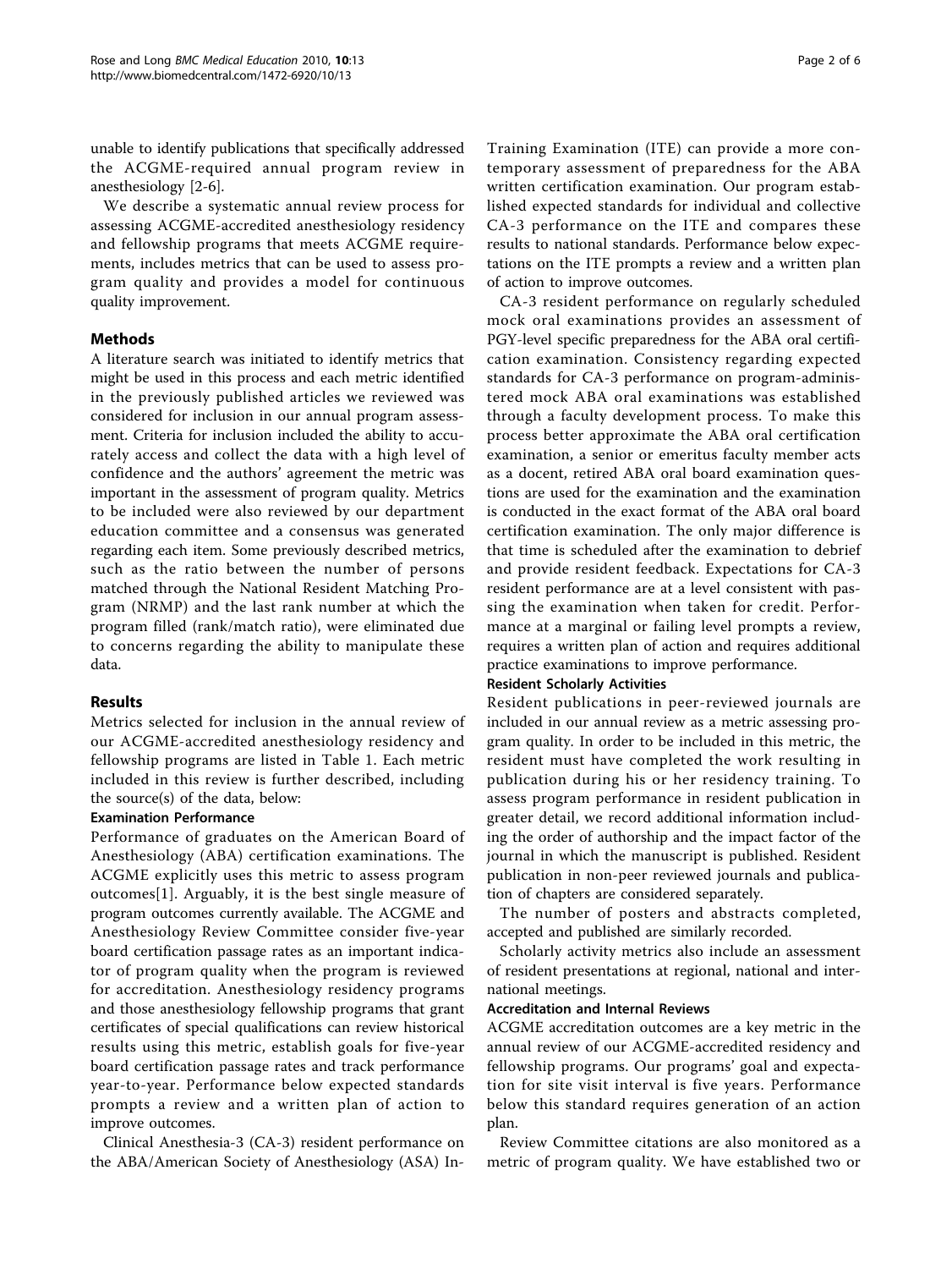unable to identify publications that specifically addressed the ACGME-required annual program review in anesthesiology [2-6].

We describe a systematic annual review process for assessing ACGME-accredited anesthesiology residency and fellowship programs that meets ACGME requirements, includes metrics that can be used to assess program quality and provides a model for continuous quality improvement.

## Methods

A literature search was initiated to identify metrics that might be used in this process and each metric identified in the previously published articles we reviewed was considered for inclusion in our annual program assessment. Criteria for inclusion included the ability to accurately access and collect the data with a high level of confidence and the authors' agreement the metric was important in the assessment of program quality. Metrics to be included were also reviewed by our department education committee and a consensus was generated regarding each item. Some previously described metrics, such as the ratio between the number of persons matched through the National Resident Matching Program (NRMP) and the last rank number at which the program filled (rank/match ratio), were eliminated due to concerns regarding the ability to manipulate these data.

## Results

Metrics selected for inclusion in the annual review of our ACGME-accredited anesthesiology residency and fellowship programs are listed in Table 1. Each metric included in this review is further described, including the source(s) of the data, below:

### Examination Performance

Performance of graduates on the American Board of Anesthesiology (ABA) certification examinations. The ACGME explicitly uses this metric to assess program outcomes[1]. Arguably, it is the best single measure of program outcomes currently available. The ACGME and Anesthesiology Review Committee consider five-year board certification passage rates as an important indicator of program quality when the program is reviewed for accreditation. Anesthesiology residency programs and those anesthesiology fellowship programs that grant certificates of special qualifications can review historical results using this metric, establish goals for five-year board certification passage rates and track performance year-to-year. Performance below expected standards prompts a review and a written plan of action to improve outcomes.

Clinical Anesthesia-3 (CA-3) resident performance on the ABA/American Society of Anesthesiology (ASA) In-Training Examination (ITE) can provide a more contemporary assessment of preparedness for the ABA written certification examination. Our program established expected standards for individual and collective CA-3 performance on the ITE and compares these results to national standards. Performance below expectations on the ITE prompts a review and a written plan of action to improve outcomes.

CA-3 resident performance on regularly scheduled mock oral examinations provides an assessment of PGY-level specific preparedness for the ABA oral certification examination. Consistency regarding expected standards for CA-3 performance on program-administered mock ABA oral examinations was established through a faculty development process. To make this process better approximate the ABA oral certification examination, a senior or emeritus faculty member acts as a docent, retired ABA oral board examination questions are used for the examination and the examination is conducted in the exact format of the ABA oral board certification examination. The only major difference is that time is scheduled after the examination to debrief and provide resident feedback. Expectations for CA-3 resident performance are at a level consistent with passing the examination when taken for credit. Performance at a marginal or failing level prompts a review, requires a written plan of action and requires additional practice examinations to improve performance.

### Resident Scholarly Activities

Resident publications in peer-reviewed journals are included in our annual review as a metric assessing program quality. In order to be included in this metric, the resident must have completed the work resulting in publication during his or her residency training. To assess program performance in resident publication in greater detail, we record additional information including the order of authorship and the impact factor of the journal in which the manuscript is published. Resident publication in non-peer reviewed journals and publication of chapters are considered separately.

The number of posters and abstracts completed, accepted and published are similarly recorded.

Scholarly activity metrics also include an assessment of resident presentations at regional, national and international meetings.

### Accreditation and Internal Reviews

ACGME accreditation outcomes are a key metric in the annual review of our ACGME-accredited residency and fellowship programs. Our programs' goal and expectation for site visit interval is five years. Performance below this standard requires generation of an action plan.

Review Committee citations are also monitored as a metric of program quality. We have established two or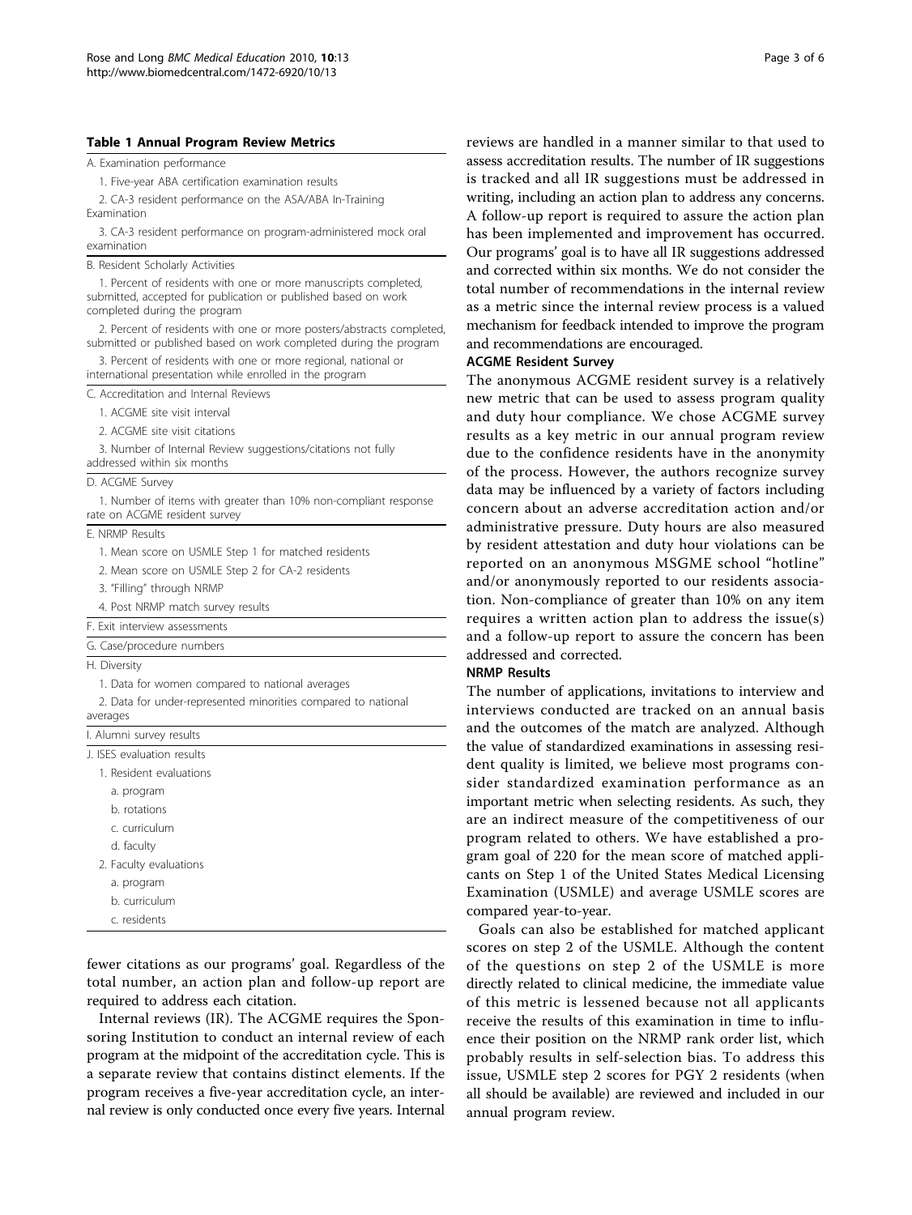**Table 1 Annual Program Review Metrics**

| |
|---|
| A. Examination performance |
| 1. Five-year ABA certification examination results |
| 2. CA-3 resident performance on the ASA/ABA In-Training Examination |
| 3. CA-3 resident performance on program-administered mock oral examination |
| B. Resident Scholarly Activities |
| 1. Percent of residents with one or more manuscripts completed, submitted, accepted for publication or published based on work completed during the program |
| 2. Percent of residents with one or more posters/abstracts completed, submitted or published based on work completed during the program |
| 3. Percent of residents with one or more regional, national or international presentation while enrolled in the program |
| C. Accreditation and Internal Reviews |
| 1. ACGME site visit interval |
| 2. ACGME site visit citations |
| 3. Number of Internal Review suggestions/citations not fully addressed within six months |
| D. ACGME Survey |
| 1. Number of items with greater than 10% non-compliant response rate on ACGME resident survey |
| E. NRMP Results |
| 1. Mean score on USMLE Step 1 for matched residents |
| 2. Mean score on USMLE Step 2 for CA-2 residents |
| 3. "Filling" through NRMP |
| 4. Post NRMP match survey results |
| F. Exit interview assessments |
| G. Case/procedure numbers |
| H. Diversity |
| 1. Data for women compared to national averages |
| 2. Data for under-represented minorities compared to national averages |
| I. Alumni survey results |
| J. ISES evaluation results |
| 1. Resident evaluations |
| a. program |
| b. rotations |
| c. curriculum |
| d. faculty |
| 2. Faculty evaluations |
| a. program |
| b. curriculum |
| c. residents |

fewer citations as our programs' goal. Regardless of the total number, an action plan and follow-up report are required to address each citation.

Internal reviews (IR). The ACGME requires the Sponsoring Institution to conduct an internal review of each program at the midpoint of the accreditation cycle. This is a separate review that contains distinct elements. If the program receives a five-year accreditation cycle, an internal review is only conducted once every five years. Internal reviews are handled in a manner similar to that used to assess accreditation results. The number of IR suggestions is tracked and all IR suggestions must be addressed in writing, including an action plan to address any concerns. A follow-up report is required to assure the action plan has been implemented and improvement has occurred. Our programs' goal is to have all IR suggestions addressed and corrected within six months. We do not consider the total number of recommendations in the internal review as a metric since the internal review process is a valued mechanism for feedback intended to improve the program and recommendations are encouraged.

**ACGME Resident Survey**

The anonymous ACGME resident survey is a relatively new metric that can be used to assess program quality and duty hour compliance. We chose ACGME survey results as a key metric in our annual program review due to the confidence residents have in the anonymity of the process. However, the authors recognize survey data may be influenced by a variety of factors including concern about an adverse accreditation action and/or administrative pressure. Duty hours are also measured by resident attestation and duty hour violations can be reported on an anonymous MSGME school "hotline" and/or anonymously reported to our residents association. Non-compliance of greater than 10% on any item requires a written action plan to address the issue(s) and a follow-up report to assure the concern has been addressed and corrected.

**NRMP Results**

The number of applications, invitations to interview and interviews conducted are tracked on an annual basis and the outcomes of the match are analyzed. Although the value of standardized examinations in assessing resident quality is limited, we believe most programs consider standardized examination performance as an important metric when selecting residents. As such, they are an indirect measure of the competitiveness of our program related to others. We have established a program goal of 220 for the mean score of matched applicants on Step 1 of the United States Medical Licensing Examination (USMLE) and average USMLE scores are compared year-to-year.

Goals can also be established for matched applicant scores on step 2 of the USMLE. Although the content of the questions on step 2 of the USMLE is more directly related to clinical medicine, the immediate value of this metric is lessened because not all applicants receive the results of this examination in time to influence their position on the NRMP rank order list, which probably results in self-selection bias. To address this issue, USMLE step 2 scores for PGY 2 residents (when all should be available) are reviewed and included in our annual program review.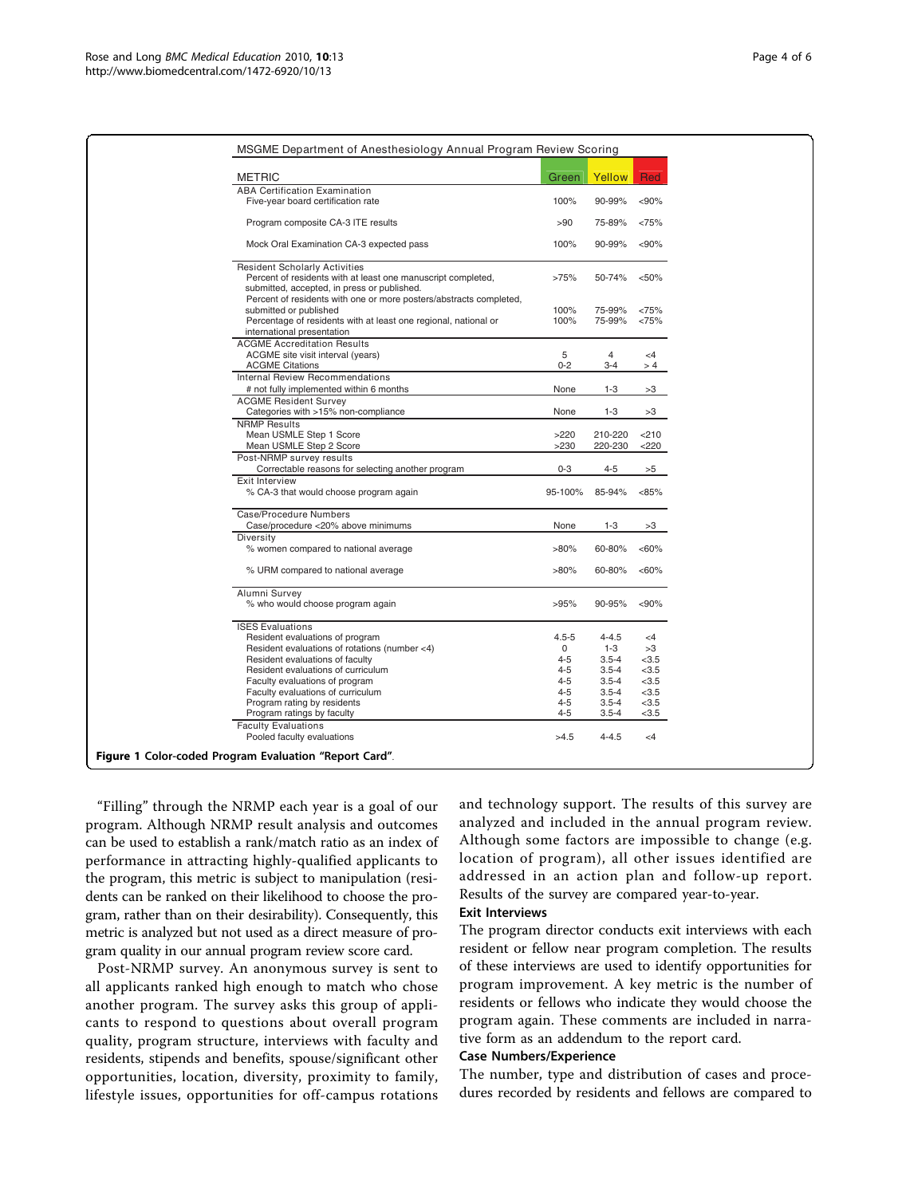**MSGME Department of Anesthesiology Annual Program Review Scoring**

| METRIC | Green | Yellow | Red |
|---|---|---|---|
| **ABA Certification Examination** | | | |
| Five-year board certification rate | 100% | 90-99% | <90% |
| Program composite CA-3 ITE results | >90 | 75-89% | <75% |
| Mock Oral Examination CA-3 expected pass | 100% | 90-99% | <90% |
| **Resident Scholarly Activities** | | | |
| Percent of residents with at least one manuscript completed, submitted, accepted, in press or published. | >75% | 50-74% | <50% |
| Percent of residents with one or more posters/abstracts completed, submitted or published | 100% | 75-99% | <75% |
| Percentage of residents with at least one regional, national or international presentation | 100% | 75-99% | <75% |
| **ACGME Accreditation Results** | | | |
| ACGME site visit interval (years) | 5 | 4 | <4 |
| ACGME Citations | 0-2 | 3-4 | > 4 |
| **Internal Review Recommendations** | | | |
| # not fully implemented within 6 months | None | 1-3 | >3 |
| **ACGME Resident Survey** | | | |
| Categories with >15% non-compliance | None | 1-3 | >3 |
| **NRMP Results** | | | |
| Mean USMLE Step 1 Score | >220 | 210-220 | <210 |
| Mean USMLE Step 2 Score | >230 | 220-230 | <220 |
| **Post-NRMP survey results** | | | |
| Correctable reasons for selecting another program | 0-3 | 4-5 | >5 |
| **Exit Interview** | | | |
| % CA-3 that would choose program again | 95-100% | 85-94% | <85% |
| **Case/Procedure Numbers** | | | |
| Case/procedure <20% above minimums | None | 1-3 | >3 |
| **Diversity** | | | |
| % women compared to national average | >80% | 60-80% | <60% |
| % URM compared to national average | >80% | 60-80% | <60% |
| **Alumni Survey** | | | |
| % who would choose program again | >95% | 90-95% | <90% |
| **ISES Evaluations** | | | |
| Resident evaluations of program | 4.5-5 | 4-4.5 | <4 |
| Resident evaluations of rotations (number <4) | 0 | 1-3 | >3 |
| Resident evaluations of faculty | 4-5 | 3.5-4 | <3.5 |
| Resident evaluations of curriculum | 4-5 | 3.5-4 | <3.5 |
| Faculty evaluations of program | 4-5 | 3.5-4 | <3.5 |
| Faculty evaluations of curriculum | 4-5 | 3.5-4 | <3.5 |
| Program rating by residents | 4-5 | 3.5-4 | <3.5 |
| Program ratings by faculty | 4-5 | 3.5-4 | <3.5 |
| **Faculty Evaluations** | | | |
| Pooled faculty evaluations | >4.5 | 4-4.5 | <4 |

**Figure 1 Color-coded Program Evaluation "Report Card".**

"Filling" through the NRMP each year is a goal of our program. Although NRMP result analysis and outcomes can be used to establish a rank/match ratio as an index of performance in attracting highly-qualified applicants to the program, this metric is subject to manipulation (residents can be ranked on their likelihood to choose the program, rather than on their desirability). Consequently, this metric is analyzed but not used as a direct measure of program quality in our annual program review score card.

Post-NRMP survey. An anonymous survey is sent to all applicants ranked high enough to match who chose another program. The survey asks this group of applicants to respond to questions about overall program quality, program structure, interviews with faculty and residents, stipends and benefits, spouse/significant other opportunities, location, diversity, proximity to family, lifestyle issues, opportunities for off-campus rotations and technology support. The results of this survey are analyzed and included in the annual program review. Although some factors are impossible to change (e.g. location of program), all other issues identified are addressed in an action plan and follow-up report. Results of the survey are compared year-to-year.

### Exit Interviews

The program director conducts exit interviews with each resident or fellow near program completion. The results of these interviews are used to identify opportunities for program improvement. A key metric is the number of residents or fellows who indicate they would choose the program again. These comments are included in narrative form as an addendum to the report card.

### Case Numbers/Experience

The number, type and distribution of cases and procedures recorded by residents and fellows are compared to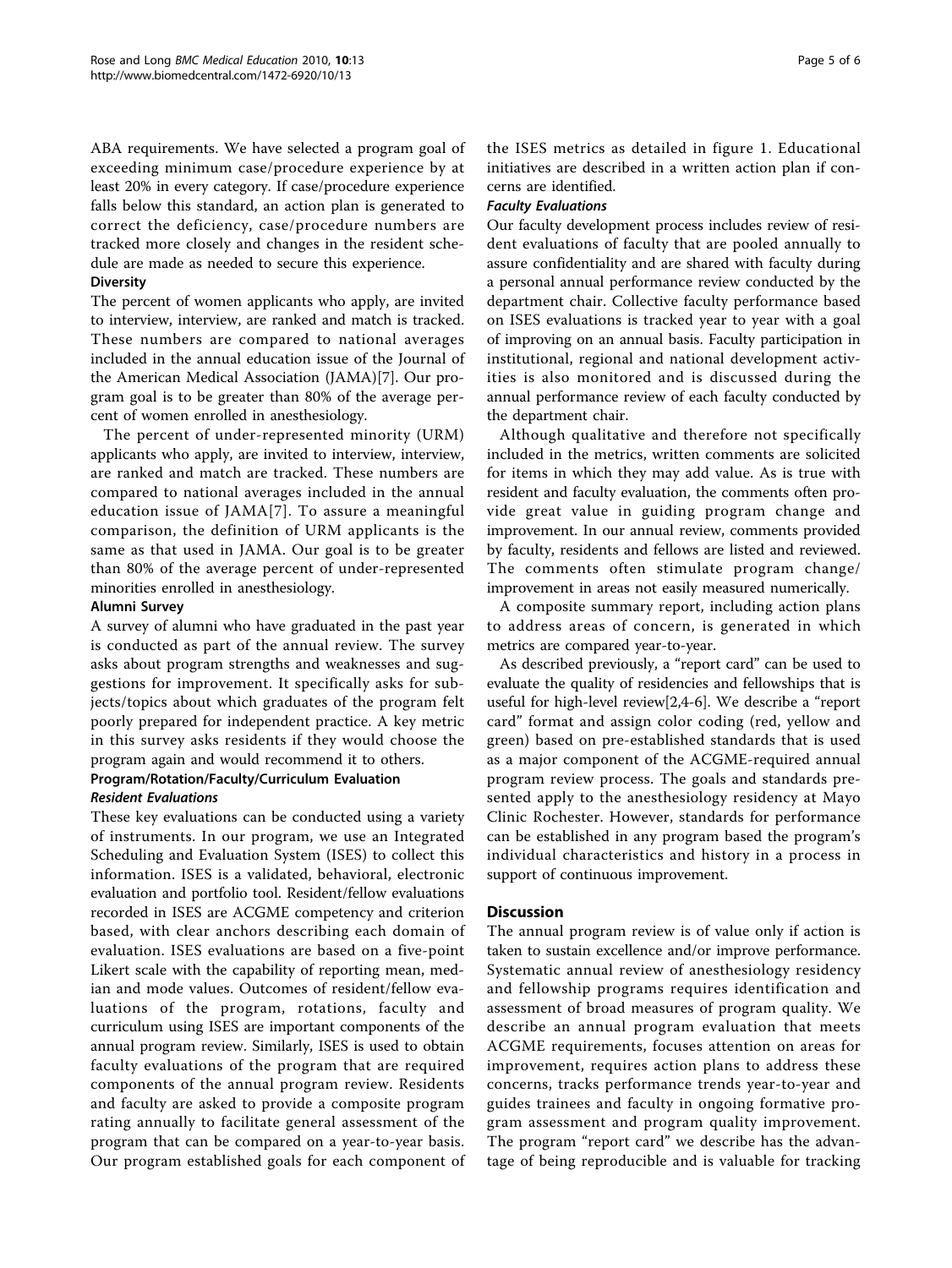ABA requirements. We have selected a program goal of exceeding minimum case/procedure experience by at least 20% in every category. If case/procedure experience falls below this standard, an action plan is generated to correct the deficiency, case/procedure numbers are tracked more closely and changes in the resident schedule are made as needed to secure this experience.

### Diversity

The percent of women applicants who apply, are invited to interview, interview, are ranked and match is tracked. These numbers are compared to national averages included in the annual education issue of the Journal of the American Medical Association (JAMA)[7]. Our program goal is to be greater than 80% of the average percent of women enrolled in anesthesiology.

The percent of under-represented minority (URM) applicants who apply, are invited to interview, interview, are ranked and match are tracked. These numbers are compared to national averages included in the annual education issue of JAMA[7]. To assure a meaningful comparison, the definition of URM applicants is the same as that used in JAMA. Our goal is to be greater than 80% of the average percent of under-represented minorities enrolled in anesthesiology.

### Alumni Survey

A survey of alumni who have graduated in the past year is conducted as part of the annual review. The survey asks about program strengths and weaknesses and suggestions for improvement. It specifically asks for subjects/topics about which graduates of the program felt poorly prepared for independent practice. A key metric in this survey asks residents if they would choose the program again and would recommend it to others.

### Program/Rotation/Faculty/Curriculum Evaluation

#### *Resident Evaluations*

These key evaluations can be conducted using a variety of instruments. In our program, we use an Integrated Scheduling and Evaluation System (ISES) to collect this information. ISES is a validated, behavioral, electronic evaluation and portfolio tool. Resident/fellow evaluations recorded in ISES are ACGME competency and criterion based, with clear anchors describing each domain of evaluation. ISES evaluations are based on a five-point Likert scale with the capability of reporting mean, median and mode values. Outcomes of resident/fellow evaluations of the program, rotations, faculty and curriculum using ISES are important components of the annual program review. Similarly, ISES is used to obtain faculty evaluations of the program that are required components of the annual program review. Residents and faculty are asked to provide a composite program rating annually to facilitate general assessment of the program that can be compared on a year-to-year basis. Our program established goals for each component of the ISES metrics as detailed in figure 1. Educational initiatives are described in a written action plan if concerns are identified.

#### *Faculty Evaluations*

Our faculty development process includes review of resident evaluations of faculty that are pooled annually to assure confidentiality and are shared with faculty during a personal annual performance review conducted by the department chair. Collective faculty performance based on ISES evaluations is tracked year to year with a goal of improving on an annual basis. Faculty participation in institutional, regional and national development activities is also monitored and is discussed during the annual performance review of each faculty conducted by the department chair.

Although qualitative and therefore not specifically included in the metrics, written comments are solicited for items in which they may add value. As is true with resident and faculty evaluation, the comments often provide great value in guiding program change and improvement. In our annual review, comments provided by faculty, residents and fellows are listed and reviewed. The comments often stimulate program change/improvement in areas not easily measured numerically.

A composite summary report, including action plans to address areas of concern, is generated in which metrics are compared year-to-year.

As described previously, a "report card" can be used to evaluate the quality of residencies and fellowships that is useful for high-level review[2,4-6]. We describe a "report card" format and assign color coding (red, yellow and green) based on pre-established standards that is used as a major component of the ACGME-required annual program review process. The goals and standards presented apply to the anesthesiology residency at Mayo Clinic Rochester. However, standards for performance can be established in any program based the program's individual characteristics and history in a process in support of continuous improvement.

## Discussion

The annual program review is of value only if action is taken to sustain excellence and/or improve performance. Systematic annual review of anesthesiology residency and fellowship programs requires identification and assessment of broad measures of program quality. We describe an annual program evaluation that meets ACGME requirements, focuses attention on areas for improvement, requires action plans to address these concerns, tracks performance trends year-to-year and guides trainees and faculty in ongoing formative program assessment and program quality improvement. The program "report card" we describe has the advantage of being reproducible and is valuable for tracking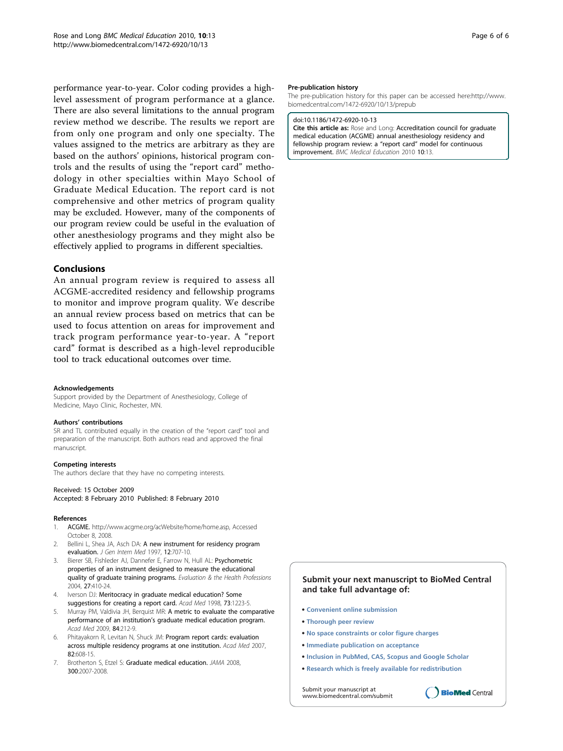performance year-to-year. Color coding provides a high-level assessment of program performance at a glance. There are also several limitations to the annual program review method we describe. The results we report are from only one program and only one specialty. The values assigned to the metrics are arbitrary as they are based on the authors' opinions, historical program controls and the results of using the "report card" methodology in other specialties within Mayo School of Graduate Medical Education. The report card is not comprehensive and other metrics of program quality may be excluded. However, many of the components of our program review could be useful in the evaluation of other anesthesiology programs and they might also be effectively applied to programs in different specialties.

## Conclusions

An annual program review is required to assess all ACGME-accredited residency and fellowship programs to monitor and improve program quality. We describe an annual review process based on metrics that can be used to focus attention on areas for improvement and track program performance year-to-year. A "report card" format is described as a high-level reproducible tool to track educational outcomes over time.

#### Acknowledgements

Support provided by the Department of Anesthesiology, College of Medicine, Mayo Clinic, Rochester, MN.

#### Authors' contributions

SR and TL contributed equally in the creation of the "report card" tool and preparation of the manuscript. Both authors read and approved the final manuscript.

#### Competing interests

The authors declare that they have no competing interests.

Received: 15 October 2009
Accepted: 8 February 2010 Published: 8 February 2010

#### References

1. **ACGME.** http://www.acgme.org/acWebsite/home/home.asp, Accessed October 8, 2008.
2. Bellini L, Shea JA, Asch DA: **A new instrument for residency program evaluation.** *J Gen Intern Med* 1997, **12**:707-10.
3. Bierer SB, Fishleder AJ, Dannefer E, Farrow N, Hull AL: **Psychometric properties of an instrument designed to measure the educational quality of graduate training programs.** *Evaluation & the Health Professions* 2004, **27**:410-24.
4. Iverson DJ: **Meritocracy in graduate medical education? Some suggestions for creating a report card.** *Acad Med* 1998, **73**:1223-5.
5. Murray PM, Valdivia JH, Berquist MR: **A metric to evaluate the comparative performance of an institution's graduate medical education program.** *Acad Med* 2009, **84**:212-9.
6. Phitayakorn R, Levitan N, Shuck JM: **Program report cards: evaluation across multiple residency programs at one institution.** *Acad Med* 2007, **82**:608-15.
7. Brotherton S, Etzel S: **Graduate medical education.** *JAMA* 2008, **300**:2007-2008.

#### Pre-publication history

The pre-publication history for this paper can be accessed here:http://www.biomedcentral.com/1472-6920/10/13/prepub

doi:10.1186/1472-6920-10-13
**Cite this article as:** Rose and Long: **Accreditation council for graduate medical education (ACGME) annual anesthesiology residency and fellowship program review: a "report card" model for continuous improvement.** *BMC Medical Education* 2010 **10**:13.